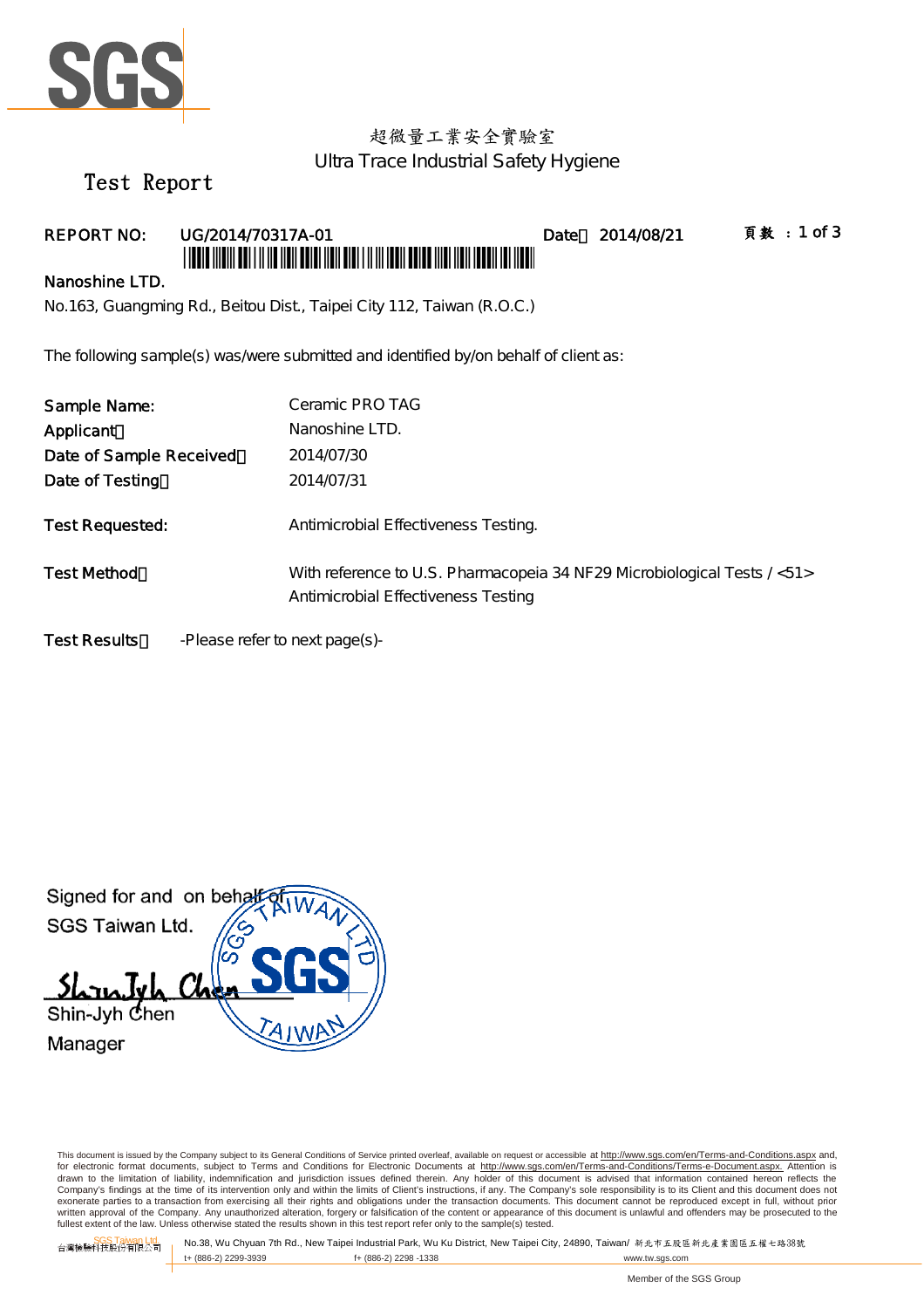超微量工業安全實驗室

Ultra Trace Industrial Safety Hygiene

# Test Report

**REPORT NO:** UG/2014/70317A-01 **Date：** 2014/08/21

**Nanoshine LTD.**

No.163, Guangming Rd., Beitou Dist., Taipei City 112, Taiwan (R.O.C.)

The following sample(s) was/were submitted and identified by/on behalf of client as:

| | |
|---|---|
| **Sample Name:** | Ceramic PRO TAG |
| **Applicant：** | Nanoshine LTD. |
| **Date of Sample Received：** | 2014/07/30 |
| **Date of Testing：** | 2014/07/31 |
| **Test Requested:** | Antimicrobial Effectiveness Testing. |
| **Test Method：** | With reference to U.S. Pharmacopeia 34 NF29 Microbiological Tests / <51> Antimicrobial Effectiveness Testing |

**Test Results：** -Please refer to next page(s)-

Signed for and on behalf of
SGS Taiwan Ltd.

Shin-Jyh Chen
Manager

This document is issued by the Company subject to its General Conditions of Service printed overleaf, available on request or accessible at http://www.sgs.com/en/Terms-and-Conditions.aspx and, for electronic format documents, subject to Terms and Conditions for Electronic Documents at http://www.sgs.com/en/Terms-and-Conditions/Terms-e-Document.aspx. Attention is drawn to the limitation of liability, indemnification and jurisdiction issues defined therein. Any holder of this document is advised that information contained hereon reflects the Company's findings at the time of its intervention only and within the limits of Client's instructions, if any. The Company's sole responsibility is to its Client and this document does not exonerate parties to a transaction from exercising all their rights and obligations under the transaction documents. This document cannot be reproduced except in full, without prior written approval of the Company. Any unauthorized alteration, forgery or falsification of the content or appearance of this document is unlawful and offenders may be prosecuted to the fullest extent of the law. Unless otherwise stated the results shown in this test report refer only to the sample(s) tested.

SGS Taiwan Ltd. 台灣檢驗科技股份有限公司 | No.38, Wu Chyuan 7th Rd., New Taipei Industrial Park, Wu Ku District, New Taipei City, 24890, Taiwan/ 新北市五股區新北產業園區五權七路38號
t+ (886-2) 2299-3939 f+ (886-2) 2298 -1338 www.tw.sgs.com

Member of the SGS Group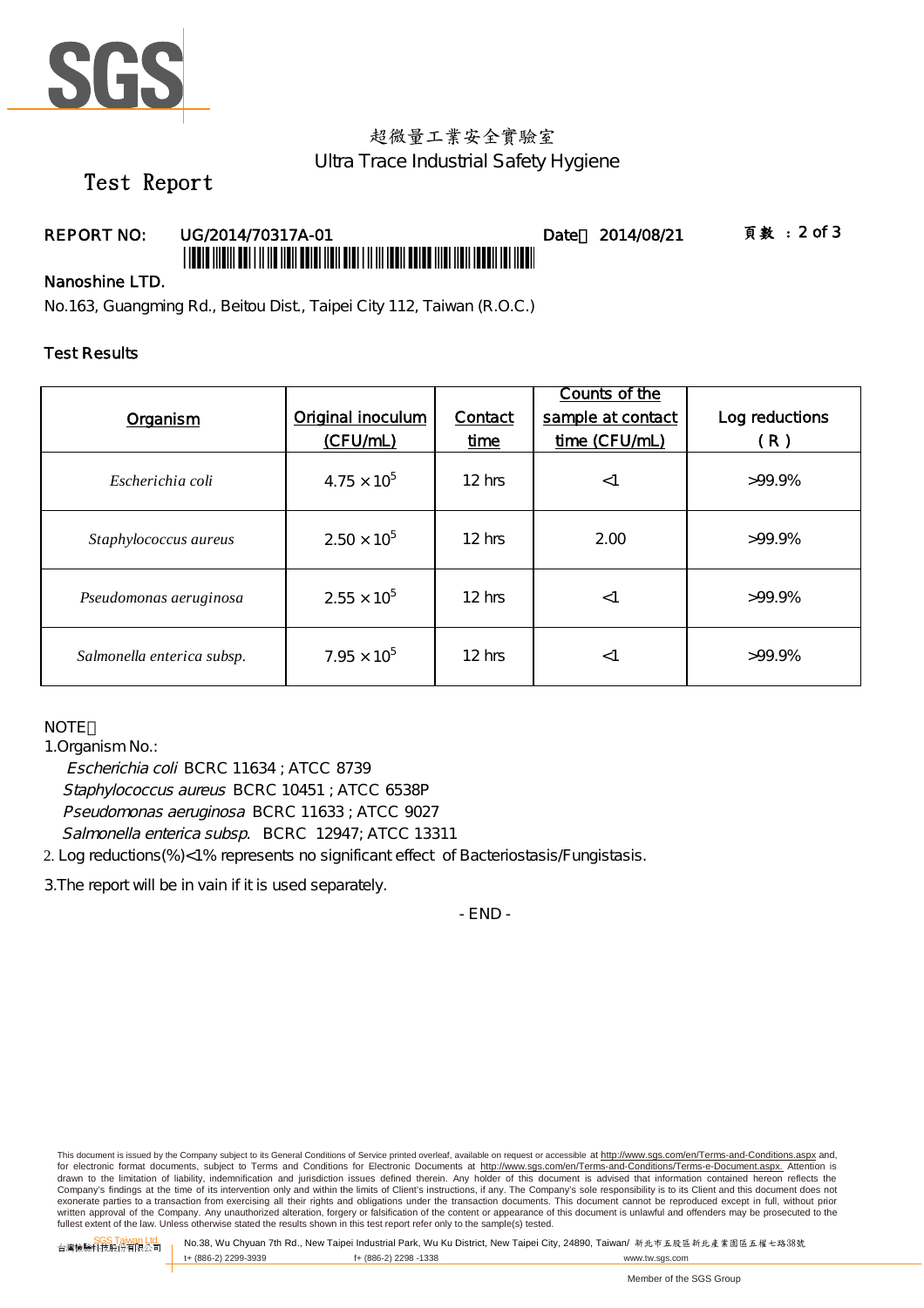超微量工業安全實驗室

Ultra Trace Industrial Safety Hygiene

# Test Report

**REPORT NO:** UG/2014/70317A-01 **Date：** 2014/08/21

**Nanoshine LTD.**

No.163, Guangming Rd., Beitou Dist., Taipei City 112, Taiwan (R.O.C.)

## Test Results

| Organism | Original inoculum (CFU/mL) | Contact time | Counts of the sample at contact time (CFU/mL) | Log reductions ( R ) |
|---|---|---|---|---|
| *Escherichia coli* | $4.75 \times 10^5$ | 12 hrs | <1 | >99.9% |
| *Staphylococcus aureus* | $2.50 \times 10^5$ | 12 hrs | 2.00 | >99.9% |
| *Pseudomonas aeruginosa* | $2.55 \times 10^5$ | 12 hrs | <1 | >99.9% |
| *Salmonella enterica subsp.* | $7.95 \times 10^5$ | 12 hrs | <1 | >99.9% |

NOTE：

1.Organism No.:

*Escherichia coli* BCRC 11634 ; ATCC 8739

*Staphylococcus aureus* BCRC 10451 ; ATCC 6538P

*Pseudomonas aeruginosa* BCRC 11633 ; ATCC 9027

*Salmonella enterica subsp.* BCRC 12947; ATCC 13311

2. Log reductions(%)<1% represents no significant effect of Bacteriostasis/Fungistasis.

3.The report will be in vain if it is used separately.

- END -

This document is issued by the Company subject to its General Conditions of Service printed overleaf, available on request or accessible at http://www.sgs.com/en/Terms-and-Conditions.aspx and, for electronic format documents, subject to Terms and Conditions for Electronic Documents at http://www.sgs.com/en/Terms-and-Conditions/Terms-e-Document.aspx. Attention is drawn to the limitation of liability, indemnification and jurisdiction issues defined therein. Any holder of this document is advised that information contained hereon reflects the Company's findings at the time of its intervention only and within the limits of Client's instructions, if any. The Company's sole responsibility is to its Client and this document does not exonerate parties to a transaction from exercising all their rights and obligations under the transaction documents. This document cannot be reproduced except in full, without prior written approval of the Company. Any unauthorized alteration, forgery or falsification of the content or appearance of this document is unlawful and offenders may be prosecuted to the fullest extent of the law. Unless otherwise stated the results shown in this test report refer only to the sample(s) tested.

SGS Taiwan Ltd. 台灣檢驗科技股份有限公司 No.38, Wu Chyuan 7th Rd., New Taipei Industrial Park, Wu Ku District, New Taipei City, 24890, Taiwan/ 新北市五股區新北產業園區五權七路38號 t+ (886-2) 2299-3939 f+ (886-2) 2298 -1338 www.tw.sgs.com

Member of the SGS Group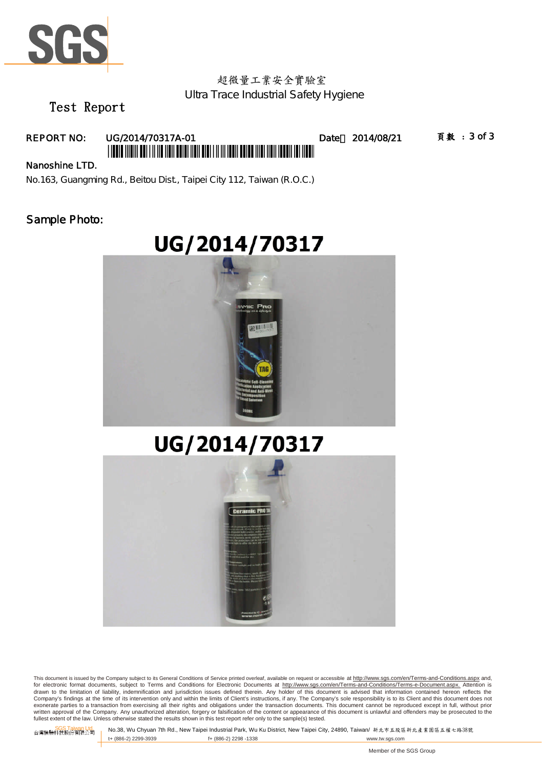超微量工業安全實驗室

Ultra Trace Industrial Safety Hygiene

# Test Report

REPORT NO: UG/2014/70317A-01 Date：2014/08/21

Nanoshine LTD.

No.163, Guangming Rd., Beitou Dist., Taipei City 112, Taiwan (R.O.C.)

## Sample Photo:

UG/2014/70317

UG/2014/70317

This document is issued by the Company subject to its General Conditions of Service printed overleaf, available on request or accessible at http://www.sgs.com/en/Terms-and-Conditions.aspx and, for electronic format documents, subject to Terms and Conditions for Electronic Documents at http://www.sgs.com/en/Terms-and-Conditions/Terms-e-Document.aspx. Attention is drawn to the limitation of liability, indemnification and jurisdiction issues defined therein. Any holder of this document is advised that information contained hereon reflects the Company's findings at the time of its intervention only and within the limits of Client's instructions, if any. The Company's sole responsibility is to its Client and this document does not exonerate parties to a transaction from exercising all their rights and obligations under the transaction documents. This document cannot be reproduced except in full, without prior written approval of the Company. Any unauthorized alteration, forgery or falsification of the content or appearance of this document is unlawful and offenders may be prosecuted to the fullest extent of the law. Unless otherwise stated the results shown in this test report refer only to the sample(s) tested.

SGS Taiwan Ltd. 台灣檢驗科技股份有限公司 No.38, Wu Chyuan 7th Rd., New Taipei Industrial Park, Wu Ku District, New Taipei City, 24890, Taiwan/ 新北市五股區新北產業園區五權七路38號

t+ (886-2) 2299-3939 f+ (886-2) 2298 -1338 www.tw.sgs.com

Member of the SGS Group